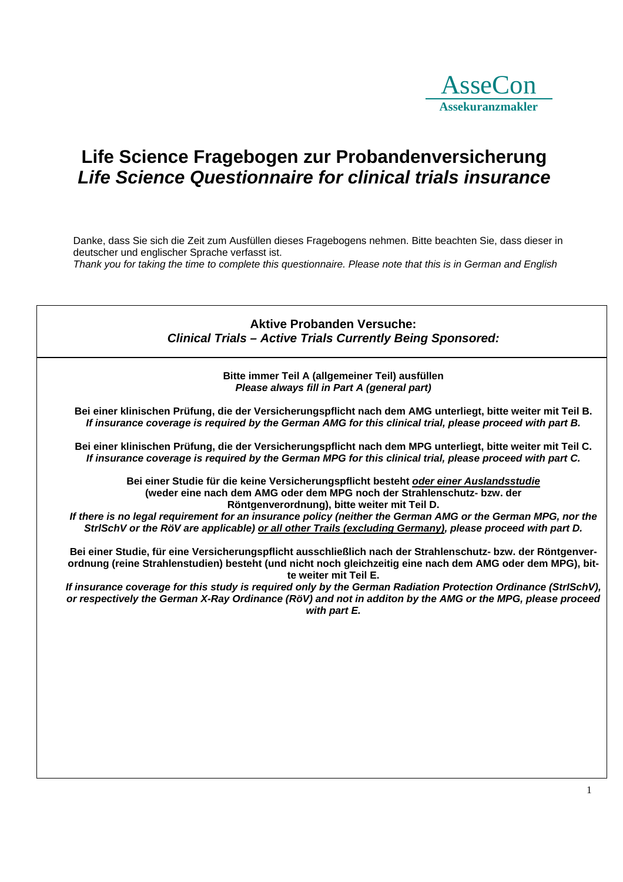AsseCon
**Assekuranzmakler**

# Life Science Fragebogen zur Probandenversicherung
# *Life Science Questionnaire for clinical trials insurance*

Danke, dass Sie sich die Zeit zum Ausfüllen dieses Fragebogens nehmen. Bitte beachten Sie, dass dieser in deutscher und englischer Sprache verfasst ist.
*Thank you for taking the time to complete this questionnaire. Please note that this is in German and English*

## Aktive Probanden Versuche:
## *Clinical Trials – Active Trials Currently Being Sponsored:*

**Bitte immer Teil A (allgemeiner Teil) ausfüllen**
***Please always fill in Part A (general part)***

**Bei einer klinischen Prüfung, die der Versicherungspflicht nach dem AMG unterliegt, bitte weiter mit Teil B.**
***If insurance coverage is required by the German AMG for this clinical trial, please proceed with part B.***

**Bei einer klinischen Prüfung, die der Versicherungspflicht nach dem MPG unterliegt, bitte weiter mit Teil C.**
***If insurance coverage is required by the German MPG for this clinical trial, please proceed with part C.***

**Bei einer Studie für die keine Versicherungspflicht besteht *<u>oder einer Auslandsstudie</u>* (weder eine nach dem AMG oder dem MPG noch der Strahlenschutz- bzw. der Röntgenverordnung), bitte weiter mit Teil D.**
***If there is no legal requirement for an insurance policy (neither the German AMG or the German MPG, nor the StrlSchV or the RöV are applicable) <u>or all other Trails (excluding Germany)</u>, please proceed with part D.***

**Bei einer Studie, für eine Versicherungspflicht ausschließlich nach der Strahlenschutz- bzw. der Röntgenverordnung (reine Strahlenstudien) besteht (und nicht noch gleichzeitig eine nach dem AMG oder dem MPG), bitte weiter mit Teil E.**
***If insurance coverage for this study is required only by the German Radiation Protection Ordinance (StrlSchV), or respectively the German X-Ray Ordinance (RöV) and not in additon by the AMG or the MPG, please proceed with part E.***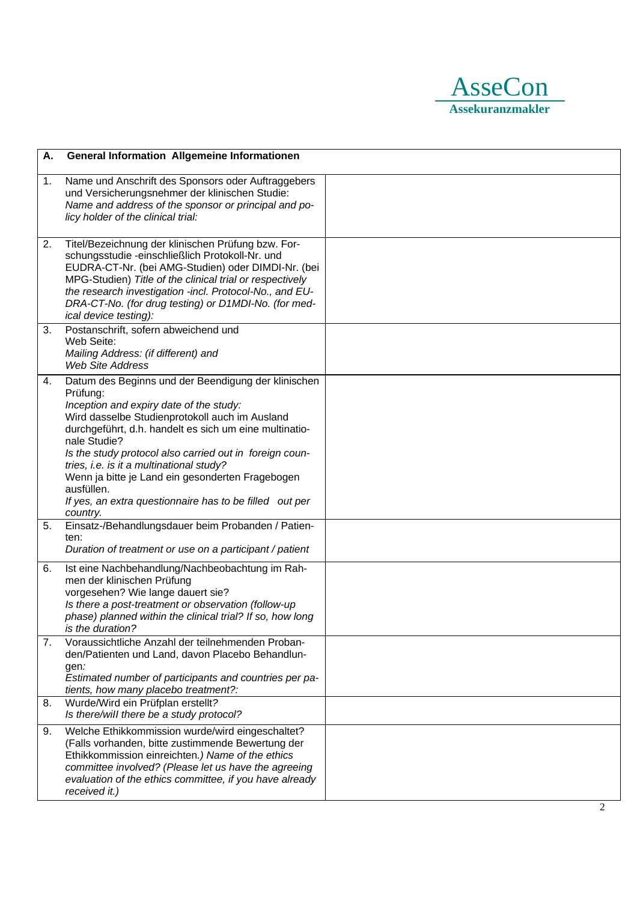AsseCon
**Assekuranzmakler**

| **A.** | **General Information Allgemeine Informationen** | |
|---|---|---|
| 1. | Name und Anschrift des Sponsors oder Auftraggebers und Versicherungsnehmer der klinischen Studie: *Name and address of the sponsor or principal and policy holder of the clinical trial:* | |
| 2. | Titel/Bezeichnung der klinischen Prüfung bzw. Forschungsstudie -einschließlich Protokoll-Nr. und EUDRA-CT-Nr. (bei AMG-Studien) oder DIMDI-Nr. (bei MPG-Studien) *Title of the clinical trial or respectively the research investigation -incl. Protocol-No., and EU-DRA-CT-No. (for drug testing) or D1MDI-No. (for medical device testing):* | |
| 3. | Postanschrift, sofern abweichend und Web Seite: *Mailing Address: (if different) and Web Site Address* | |
| 4. | Datum des Beginns und der Beendigung der klinischen Prüfung: *Inception and expiry date of the study:* Wird dasselbe Studienprotokoll auch im Ausland durchgeführt, d.h. handelt es sich um eine multinationale Studie? *Is the study protocol also carried out in foreign countries, i.e. is it a multinational study?* Wenn ja bitte je Land ein gesonderten Fragebogen ausfüllen. *If yes, an extra questionnaire has to be filled out per country.* | |
| 5. | Einsatz-/Behandlungsdauer beim Probanden / Patienten: *Duration of treatment or use on a participant / patient* | |
| 6. | Ist eine Nachbehandlung/Nachbeobachtung im Rahmen der klinischen Prüfung vorgesehen? Wie lange dauert sie? *Is there a post-treatment or observation (follow-up phase) planned within the clinical trial? If so, how long is the duration?* | |
| 7. | Voraussichtliche Anzahl der teilnehmenden Probanden/Patienten und Land, davon Placebo Behandlungen*:* *Estimated number of participants and countries per patients, how many placebo treatment?:* | |
| 8. | Wurde/Wird ein Prüfplan erstellt? *Is there/will there be a study protocol?* | |
| 9. | Welche Ethikkommission wurde/wird eingeschaltet? (Falls vorhanden, bitte zustimmende Bewertung der Ethikkommission einreichten.*) Name of the ethics committee involved? (Please let us have the agreeing evaluation of the ethics committee, if you have already received it.)* | |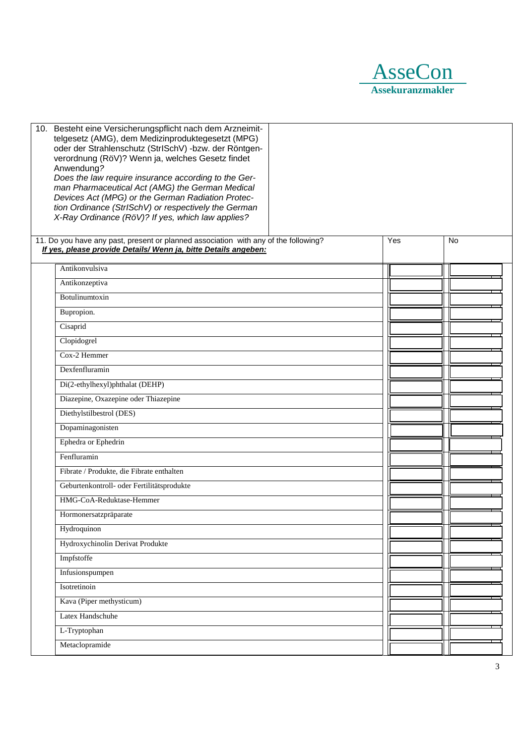| 10. Besteht eine Versicherungspflicht nach dem Arzneimittelgesetz (AMG), dem Medizinproduktegesetzt (MPG) oder der Strahlenschutz (StrlSchV) -bzw. der Röntgenverordnung (RöV)? Wenn ja, welches Gesetz findet Anwendung? *Does the law require insurance according to the German Pharmaceutical Act (AMG) the German Medical Devices Act (MPG) or the German Radiation Protection Ordinance (StrlSchV) or respectively the German X-Ray Ordinance (RöV)? If yes, which law applies?* | | |
|---|---|---|

| 11. Do you have any past, present or planned association with any of the following? ***If yes, please provide Details/ Wenn ja, bitte Details angeben:*** | Yes | No |
|---|---|---|
| Antikonvulsiva | | |
| Antikonzeptiva | | |
| Botulinumtoxin | | |
| Bupropion. | | |
| Cisaprid | | |
| Clopidogrel | | |
| Cox-2 Hemmer | | |
| Dexfenfluramin | | |
| Di(2-ethylhexyl)phthalat (DEHP) | | |
| Diazepine, Oxazepine oder Thiazepine | | |
| Diethylstilbestrol (DES) | | |
| Dopaminagonisten | | |
| Ephedra or Ephedrin | | |
| Fenfluramin | | |
| Fibrate / Produkte, die Fibrate enthalten | | |
| Geburtenkontroll- oder Fertilitätsprodukte | | |
| HMG-CoA-Reduktase-Hemmer | | |
| Hormonersatzpräparate | | |
| Hydroquinon | | |
| Hydroxychinolin Derivat Produkte | | |
| Impfstoffe | | |
| Infusionspumpen | | |
| Isotretinoin | | |
| Kava (Piper methysticum) | | |
| Latex Handschuhe | | |
| L-Tryptophan | | |
| Metaclopramide | | |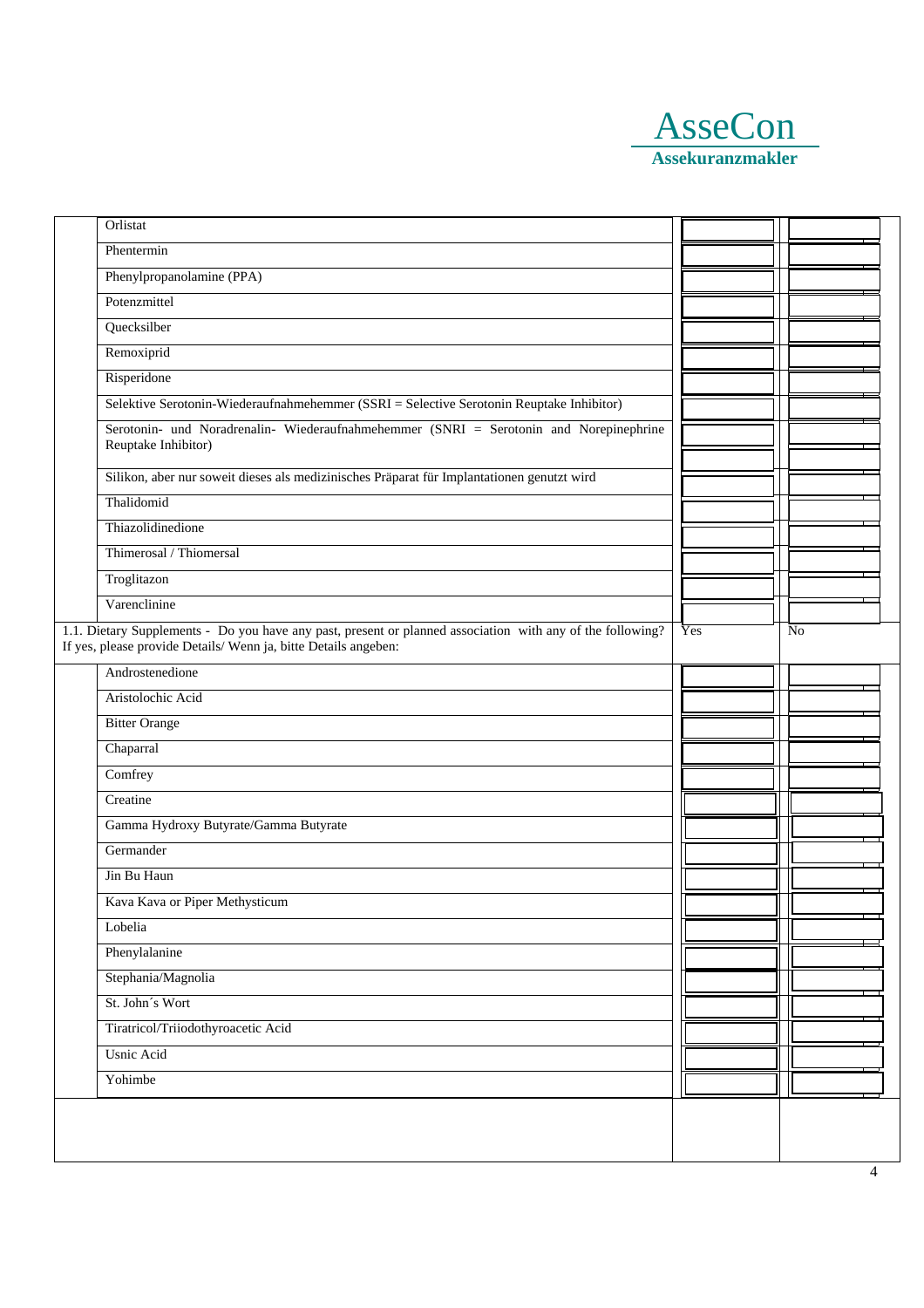| | | |
|---|---|---|
| Orlistat | | |
| Phentermin | | |
| Phenylpropanolamine (PPA) | | |
| Potenzmittel | | |
| Quecksilber | | |
| Remoxiprid | | |
| Risperidone | | |
| Selektive Serotonin-Wiederaufnahmehemmer (SSRI = Selective Serotonin Reuptake Inhibitor) | | |
| Serotonin- und Noradrenalin- Wiederaufnahmehemmer (SNRI = Serotonin and Norepinephrine Reuptake Inhibitor) | | |
| Silikon, aber nur soweit dieses als medizinisches Präparat für Implantationen genutzt wird | | |
| Thalidomid | | |
| Thiazolidinedione | | |
| Thimerosal / Thiomersal | | |
| Troglitazon | | |
| Varenclinine | | |

| 1.1. Dietary Supplements - Do you have any past, present or planned association with any of the following? If yes, please provide Details/ Wenn ja, bitte Details angeben: | Yes | No |
|---|---|---|
| Androstenedione | | |
| Aristolochic Acid | | |
| Bitter Orange | | |
| Chaparral | | |
| Comfrey | | |
| Creatine | | |
| Gamma Hydroxy Butyrate/Gamma Butyrate | | |
| Germander | | |
| Jin Bu Haun | | |
| Kava Kava or Piper Methysticum | | |
| Lobelia | | |
| Phenylalanine | | |
| Stephania/Magnolia | | |
| St. John´s Wort | | |
| Tiratricol/Triiodothyroacetic Acid | | |
| Usnic Acid | | |
| Yohimbe | | |
| | | |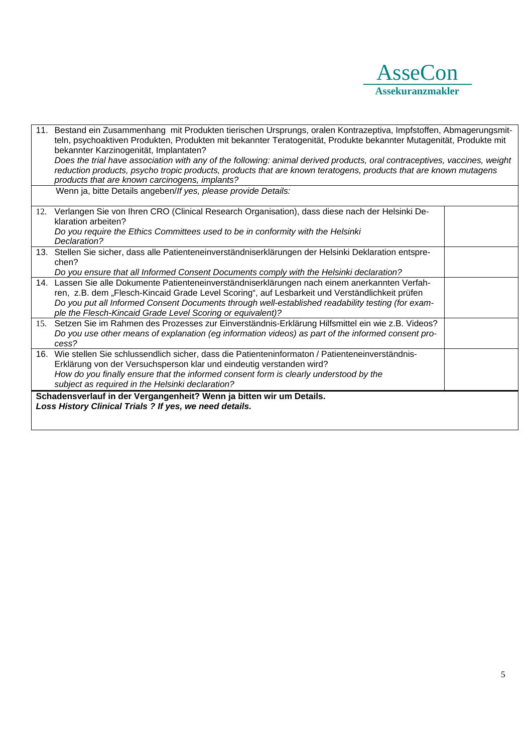**AsseCon**
**Assekuranzmakler**

| | |
|---|---|
| 11. Bestand ein Zusammenhang mit Produkten tierischen Ursprungs, oralen Kontrazeptiva, Impfstoffen, Abmagerungsmitteln, psychoaktiven Produkten, Produkten mit bekannter Teratogenität, Produkte bekannter Mutagenität, Produkte mit bekannter Karzinogenität, Implantaten?<br>*Does the trial have association with any of the following: animal derived products, oral contraceptives, vaccines, weight reduction products, psycho tropic products, products that are known teratogens, products that are known mutagens products that are known carcinogens, implants?* | |
| Wenn ja, bitte Details angeben/*If yes, please provide Details:* | |
| 12. Verlangen Sie von Ihren CRO (Clinical Research Organisation), dass diese nach der Helsinki Deklaration arbeiten?<br>*Do you require the Ethics Committees used to be in conformity with the Helsinki Declaration?* | |
| 13. Stellen Sie sicher, dass alle Patienteneinverständniserklärungen der Helsinki Deklaration entsprechen?<br>*Do you ensure that all Informed Consent Documents comply with the Helsinki declaration?* | |
| 14. Lassen Sie alle Dokumente Patienteneinverständniserklärungen nach einem anerkannten Verfahren, z.B. dem „Flesch-Kincaid Grade Level Scoring", auf Lesbarkeit und Verständlichkeit prüfen<br>*Do you put all Informed Consent Documents through well-established readability testing (for example the Flesch-Kincaid Grade Level Scoring or equivalent)?* | |
| 15. Setzen Sie im Rahmen des Prozesses zur Einverständnis-Erklärung Hilfsmittel ein wie z.B. Videos?<br>*Do you use other means of explanation (eg information videos) as part of the informed consent process?* | |
| 16. Wie stellen Sie schlussendlich sicher, dass die Patienteninformaton / Patienteneinverständnis-Erklärung von der Versuchsperson klar und eindeutig verstanden wird?<br>*How do you finally ensure that the informed consent form is clearly understood by the subject as required in the Helsinki declaration?* | |
| **Schadensverlauf in der Vergangenheit? Wenn ja bitten wir um Details.**<br>***Loss History Clinical Trials ? If yes, we need details.*** | |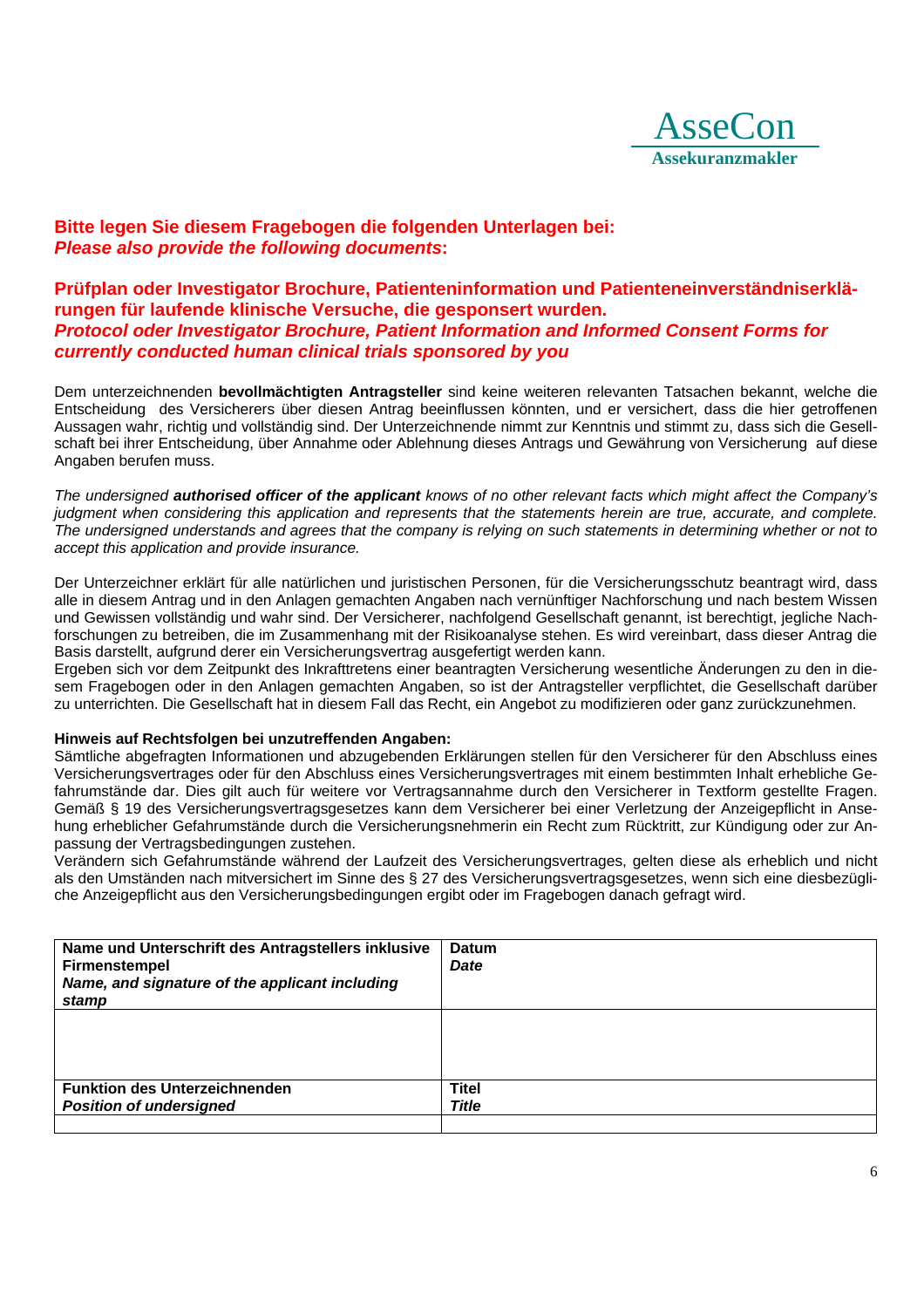AsseCon
**Assekuranzmakler**

**Bitte legen Sie diesem Fragebogen die folgenden Unterlagen bei:**
***Please also provide the following documents*:**

**Prüfplan oder Investigator Brochure, Patienteninformation und Patienteneinverständniserklärungen für laufende klinische Versuche, die gesponsert wurden.**
***Protocol oder Investigator Brochure, Patient Information and Informed Consent Forms for currently conducted human clinical trials sponsored by you***

Dem unterzeichnenden **bevollmächtigten Antragsteller** sind keine weiteren relevanten Tatsachen bekannt, welche die Entscheidung des Versicherers über diesen Antrag beeinflussen könnten, und er versichert, dass die hier getroffenen Aussagen wahr, richtig und vollständig sind. Der Unterzeichnende nimmt zur Kenntnis und stimmt zu, dass sich die Gesellschaft bei ihrer Entscheidung, über Annahme oder Ablehnung dieses Antrags und Gewährung von Versicherung auf diese Angaben berufen muss.

*The undersigned **authorised officer of the applicant** knows of no other relevant facts which might affect the Company's judgment when considering this application and represents that the statements herein are true, accurate, and complete. The undersigned understands and agrees that the company is relying on such statements in determining whether or not to accept this application and provide insurance.*

Der Unterzeichner erklärt für alle natürlichen und juristischen Personen, für die Versicherungsschutz beantragt wird, dass alle in diesem Antrag und in den Anlagen gemachten Angaben nach vernünftiger Nachforschung und nach bestem Wissen und Gewissen vollständig und wahr sind. Der Versicherer, nachfolgend Gesellschaft genannt, ist berechtigt, jegliche Nachforschungen zu betreiben, die im Zusammenhang mit der Risikoanalyse stehen. Es wird vereinbart, dass dieser Antrag die Basis darstellt, aufgrund derer ein Versicherungsvertrag ausgefertigt werden kann.
Ergeben sich vor dem Zeitpunkt des Inkrafttretens einer beantragten Versicherung wesentliche Änderungen zu den in diesem Fragebogen oder in den Anlagen gemachten Angaben, so ist der Antragsteller verpflichtet, die Gesellschaft darüber zu unterrichten. Die Gesellschaft hat in diesem Fall das Recht, ein Angebot zu modifizieren oder ganz zurückzunehmen.

**Hinweis auf Rechtsfolgen bei unzutreffenden Angaben:**
Sämtliche abgefragten Informationen und abzugebenden Erklärungen stellen für den Versicherer für den Abschluss eines Versicherungsvertrages oder für den Abschluss eines Versicherungsvertrages mit einem bestimmten Inhalt erhebliche Gefahrumstände dar. Dies gilt auch für weitere vor Vertragsannahme durch den Versicherer in Textform gestellte Fragen. Gemäß § 19 des Versicherungsvertragsgesetzes kann dem Versicherer bei einer Verletzung der Anzeigepflicht in Ansehung erheblicher Gefahrumstände durch die Versicherungsnehmerin ein Recht zum Rücktritt, zur Kündigung oder zur Anpassung der Vertragsbedingungen zustehen.
Verändern sich Gefahrumstände während der Laufzeit des Versicherungsvertrages, gelten diese als erheblich und nicht als den Umständen nach mitversichert im Sinne des § 27 des Versicherungsvertragsgesetzes, wenn sich eine diesbezügliche Anzeigepflicht aus den Versicherungsbedingungen ergibt oder im Fragebogen danach gefragt wird.

| **Name und Unterschrift des Antragstellers inklusive Firmenstempel** ***Name, and signature of the applicant including stamp*** | **Datum** ***Date*** |
|---|---|
| | |
| **Funktion des Unterzeichnenden** ***Position of undersigned*** | **Titel** ***Title*** |
| | |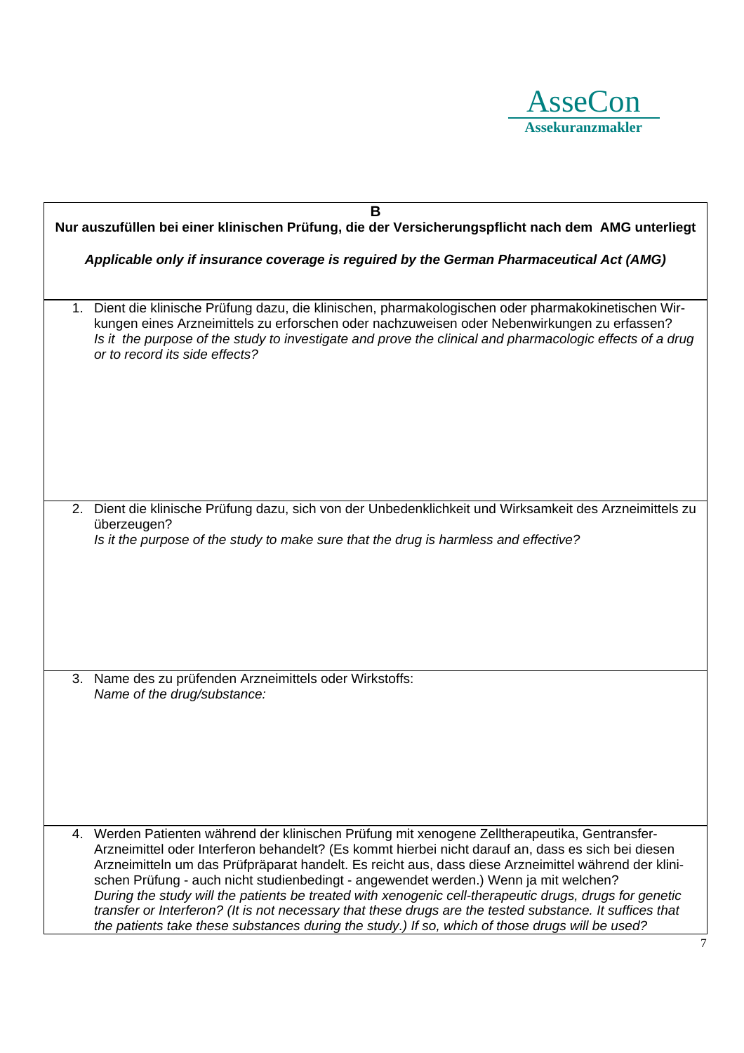AsseCon
Assekuranzmakler

**B**

**Nur auszufüllen bei einer klinischen Prüfung, die der Versicherungspflicht nach dem AMG unterliegt**

***Applicable only if insurance coverage is reguired by the German Pharmaceutical Act (AMG)***

1. Dient die klinische Prüfung dazu, die klinischen, pharmakologischen oder pharmakokinetischen Wirkungen eines Arzneimittels zu erforschen oder nachzuweisen oder Nebenwirkungen zu erfassen?
   *Is it the purpose of the study to investigate and prove the clinical and pharmacologic effects of a drug or to record its side effects?*

2. Dient die klinische Prüfung dazu, sich von der Unbedenklichkeit und Wirksamkeit des Arzneimittels zu überzeugen?
   *Is it the purpose of the study to make sure that the drug is harmless and effective?*

3. Name des zu prüfenden Arzneimittels oder Wirkstoffs:
   *Name of the drug/substance:*

4. Werden Patienten während der klinischen Prüfung mit xenogene Zelltherapeutika, Gentransfer-Arzneimittel oder Interferon behandelt? (Es kommt hierbei nicht darauf an, dass es sich bei diesen Arzneimitteln um das Prüfpräparat handelt. Es reicht aus, dass diese Arzneimittel während der klinischen Prüfung - auch nicht studienbedingt - angewendet werden.) Wenn ja mit welchen?
   *During the study will the patients be treated with xenogenic cell-therapeutic drugs, drugs for genetic transfer or Interferon? (It is not necessary that these drugs are the tested substance. It suffices that the patients take these substances during the study.) If so, which of those drugs will be used?*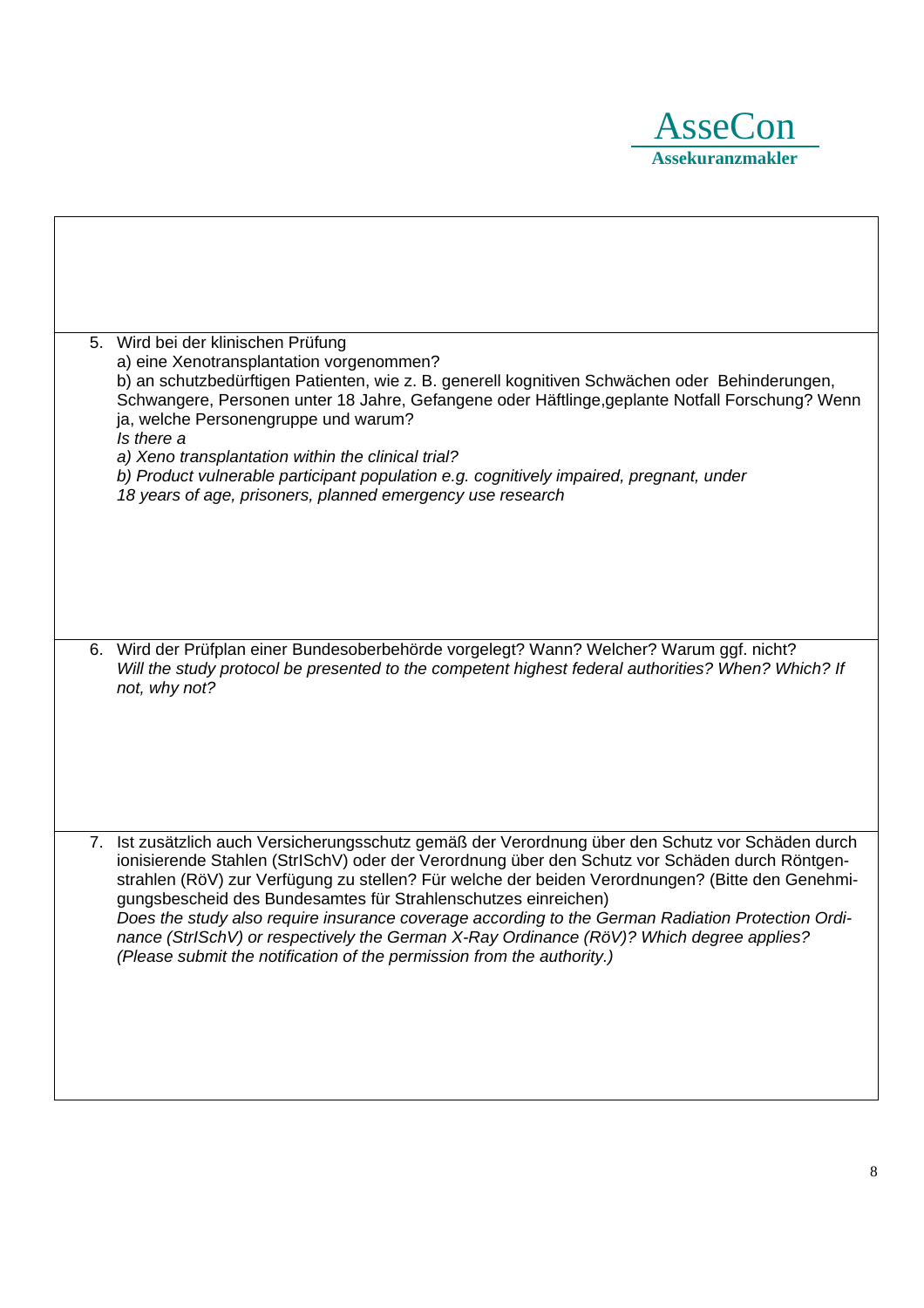5. Wird bei der klinischen Prüfung
   a) eine Xenotransplantation vorgenommen?
   b) an schutzbedürftigen Patienten, wie z. B. generell kognitiven Schwächen oder Behinderungen, Schwangere, Personen unter 18 Jahre, Gefangene oder Häftlinge,geplante Notfall Forschung? Wenn ja, welche Personengruppe und warum?
   *Is there a*
   *a) Xeno transplantation within the clinical trial?*
   *b) Product vulnerable participant population e.g. cognitively impaired, pregnant, under 18 years of age, prisoners, planned emergency use research*

6. Wird der Prüfplan einer Bundesoberbehörde vorgelegt? Wann? Welcher? Warum ggf. nicht?
   *Will the study protocol be presented to the competent highest federal authorities? When? Which? If not, why not?*

7. Ist zusätzlich auch Versicherungsschutz gemäß der Verordnung über den Schutz vor Schäden durch ionisierende Stahlen (StrISchV) oder der Verordnung über den Schutz vor Schäden durch Röntgenstrahlen (RöV) zur Verfügung zu stellen? Für welche der beiden Verordnungen? (Bitte den Genehmigungsbescheid des Bundesamtes für Strahlenschutzes einreichen)
   *Does the study also require insurance coverage according to the German Radiation Protection Ordinance (StrISchV) or respectively the German X-Ray Ordinance (RöV)? Which degree applies? (Please submit the notification of the permission from the authority.)*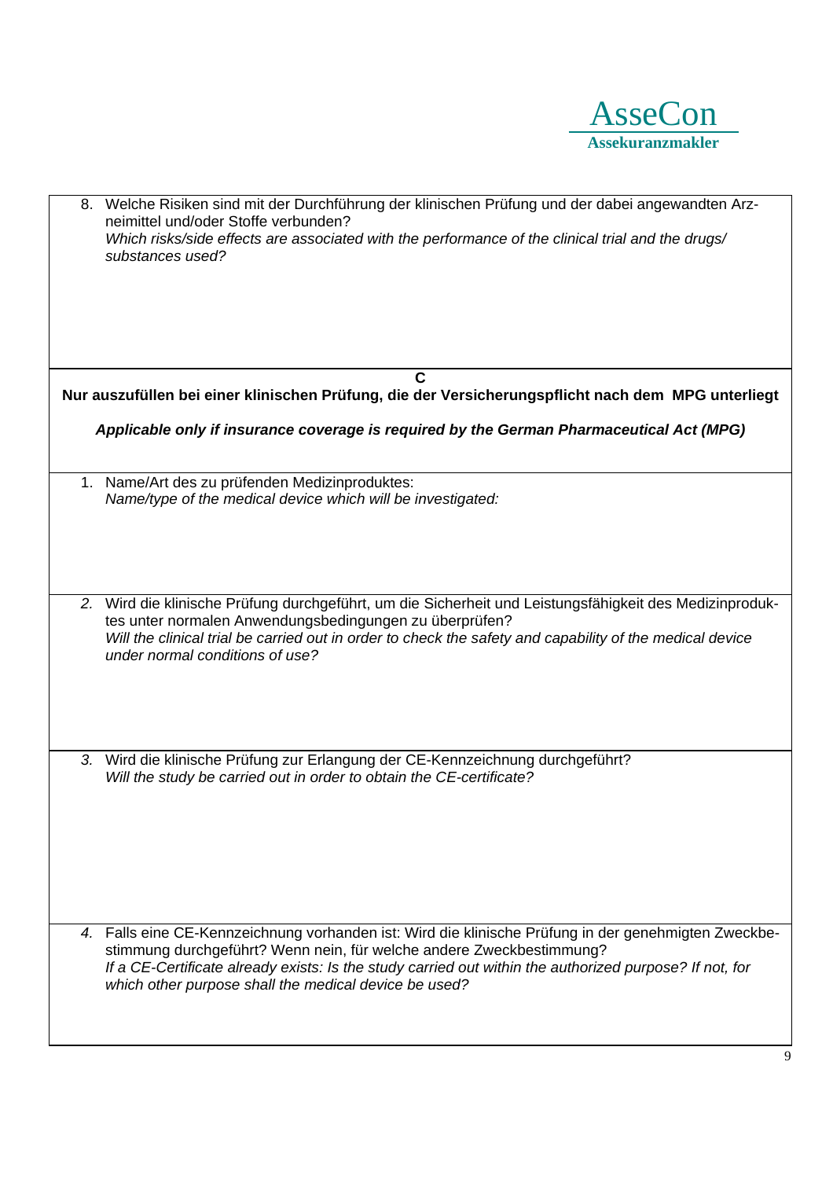8. Welche Risiken sind mit der Durchführung der klinischen Prüfung und der dabei angewandten Arzneimittel und/oder Stoffe verbunden?
   *Which risks/side effects are associated with the performance of the clinical trial and the drugs/ substances used?*

## C

**Nur auszufüllen bei einer klinischen Prüfung, die der Versicherungspflicht nach dem MPG unterliegt**

***Applicable only if insurance coverage is required by the German Pharmaceutical Act (MPG)***

1. Name/Art des zu prüfenden Medizinproduktes:
   *Name/type of the medical device which will be investigated:*

2. Wird die klinische Prüfung durchgeführt, um die Sicherheit und Leistungsfähigkeit des Medizinproduktes unter normalen Anwendungsbedingungen zu überprüfen?
   *Will the clinical trial be carried out in order to check the safety and capability of the medical device under normal conditions of use?*

3. Wird die klinische Prüfung zur Erlangung der CE-Kennzeichnung durchgeführt?
   *Will the study be carried out in order to obtain the CE-certificate?*

4. Falls eine CE-Kennzeichnung vorhanden ist: Wird die klinische Prüfung in der genehmigten Zweckbestimmung durchgeführt? Wenn nein, für welche andere Zweckbestimmung?
   *If a CE-Certificate already exists: Is the study carried out within the authorized purpose? If not, for which other purpose shall the medical device be used?*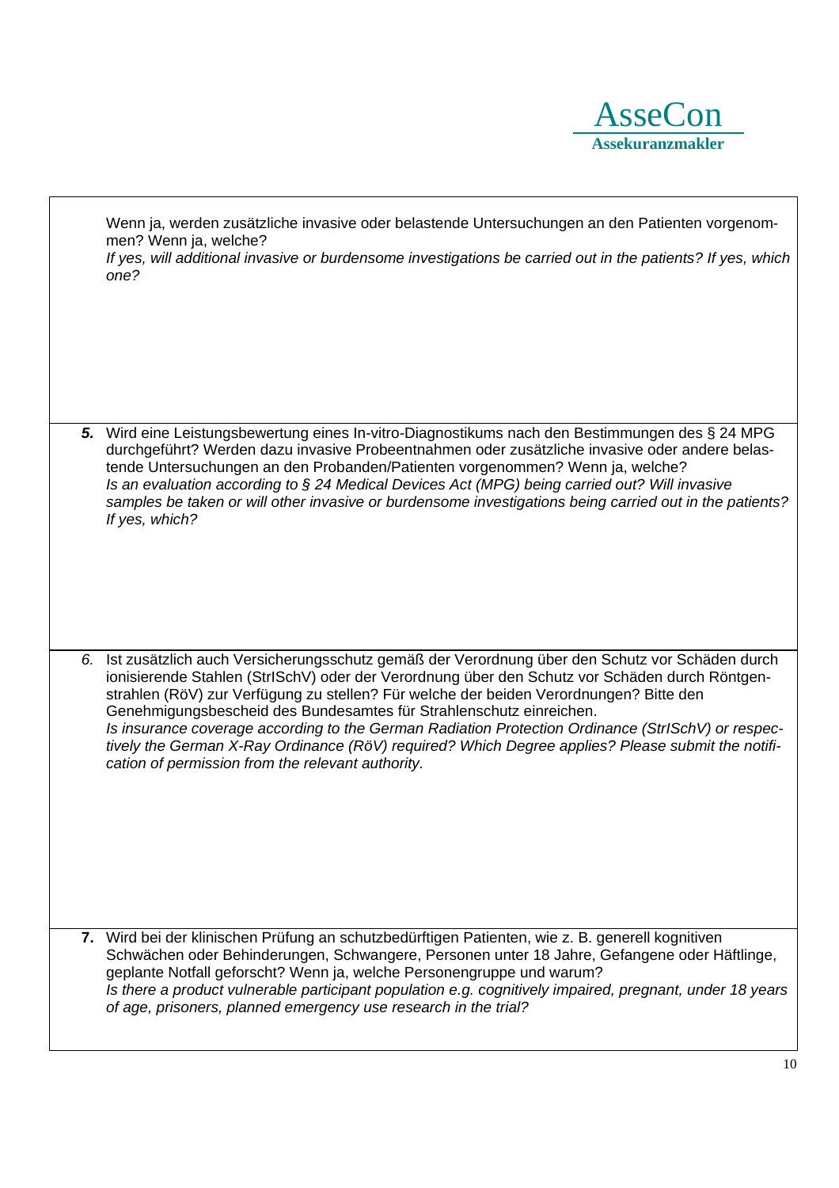Wenn ja, werden zusätzliche invasive oder belastende Untersuchungen an den Patienten vorgenommen? Wenn ja, welche?
*If yes, will additional invasive or burdensome investigations be carried out in the patients? If yes, which one?*

***5.*** Wird eine Leistungsbewertung eines In-vitro-Diagnostikums nach den Bestimmungen des § 24 MPG durchgeführt? Werden dazu invasive Probeentnahmen oder zusätzliche invasive oder andere belastende Untersuchungen an den Probanden/Patienten vorgenommen? Wenn ja, welche?
*Is an evaluation according to § 24 Medical Devices Act (MPG) being carried out? Will invasive samples be taken or will other invasive or burdensome investigations being carried out in the patients? If yes, which?*

*6.* Ist zusätzlich auch Versicherungsschutz gemäß der Verordnung über den Schutz vor Schäden durch ionisierende Stahlen (StrlSchV) oder der Verordnung über den Schutz vor Schäden durch Röntgenstrahlen (RöV) zur Verfügung zu stellen? Für welche der beiden Verordnungen? Bitte den Genehmigungsbescheid des Bundesamtes für Strahlenschutz einreichen.
*Is insurance coverage according to the German Radiation Protection Ordinance (StrlSchV) or respectively the German X-Ray Ordinance (RöV) required? Which Degree applies? Please submit the notification of permission from the relevant authority.*

**7.** Wird bei der klinischen Prüfung an schutzbedürftigen Patienten, wie z. B. generell kognitiven Schwächen oder Behinderungen, Schwangere, Personen unter 18 Jahre, Gefangene oder Häftlinge, geplante Notfall geforscht? Wenn ja, welche Personengruppe und warum?
*Is there a product vulnerable participant population e.g. cognitively impaired, pregnant, under 18 years of age, prisoners, planned emergency use research in the trial?*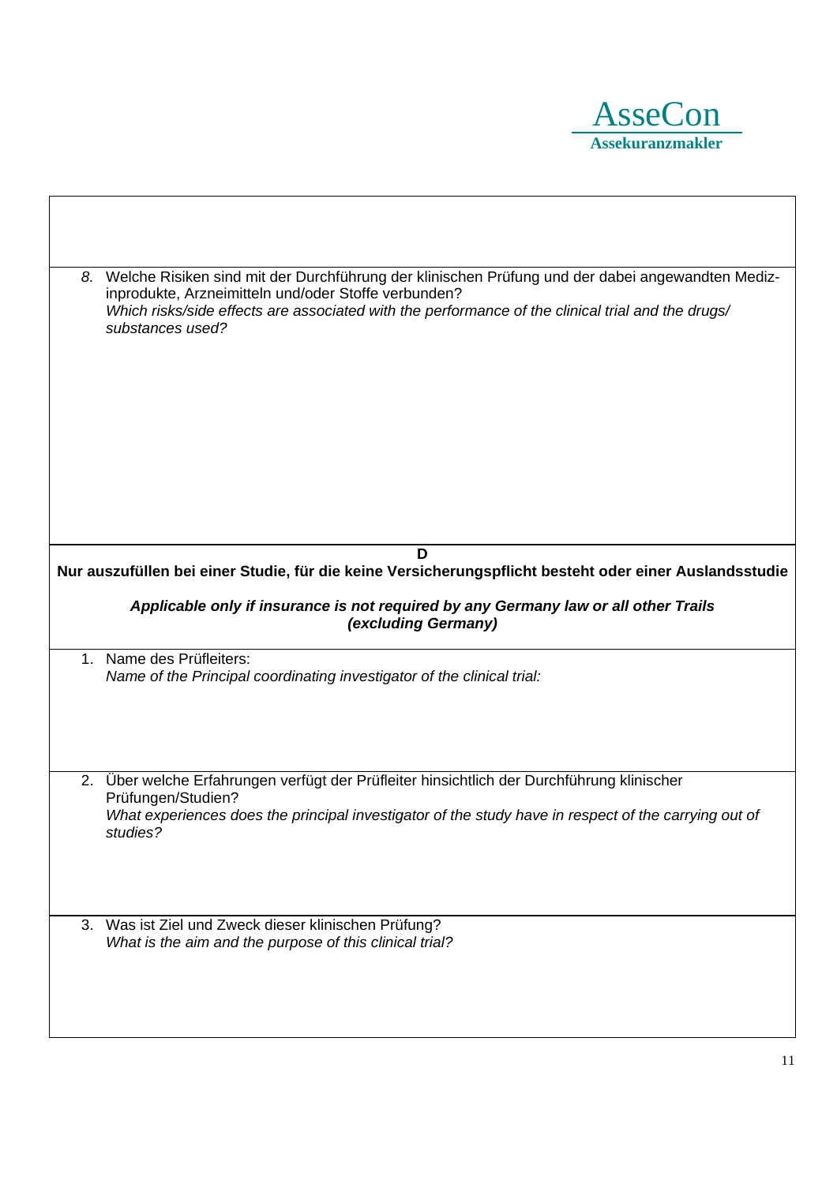8. Welche Risiken sind mit der Durchführung der klinischen Prüfung und der dabei angewandten Medizinprodukte, Arzneimitteln und/oder Stoffe verbunden?
   *Which risks/side effects are associated with the performance of the clinical trial and the drugs/ substances used?*

**D**

**Nur auszufüllen bei einer Studie, für die keine Versicherungspflicht besteht oder einer Auslandsstudie**

***Applicable only if insurance is not required by any Germany law or all other Trails (excluding Germany)***

1. Name des Prüfleiters:
   *Name of the Principal coordinating investigator of the clinical trial:*

2. Über welche Erfahrungen verfügt der Prüfleiter hinsichtlich der Durchführung klinischer Prüfungen/Studien?
   *What experiences does the principal investigator of the study have in respect of the carrying out of studies?*

3. Was ist Ziel und Zweck dieser klinischen Prüfung?
   *What is the aim and the purpose of this clinical trial?*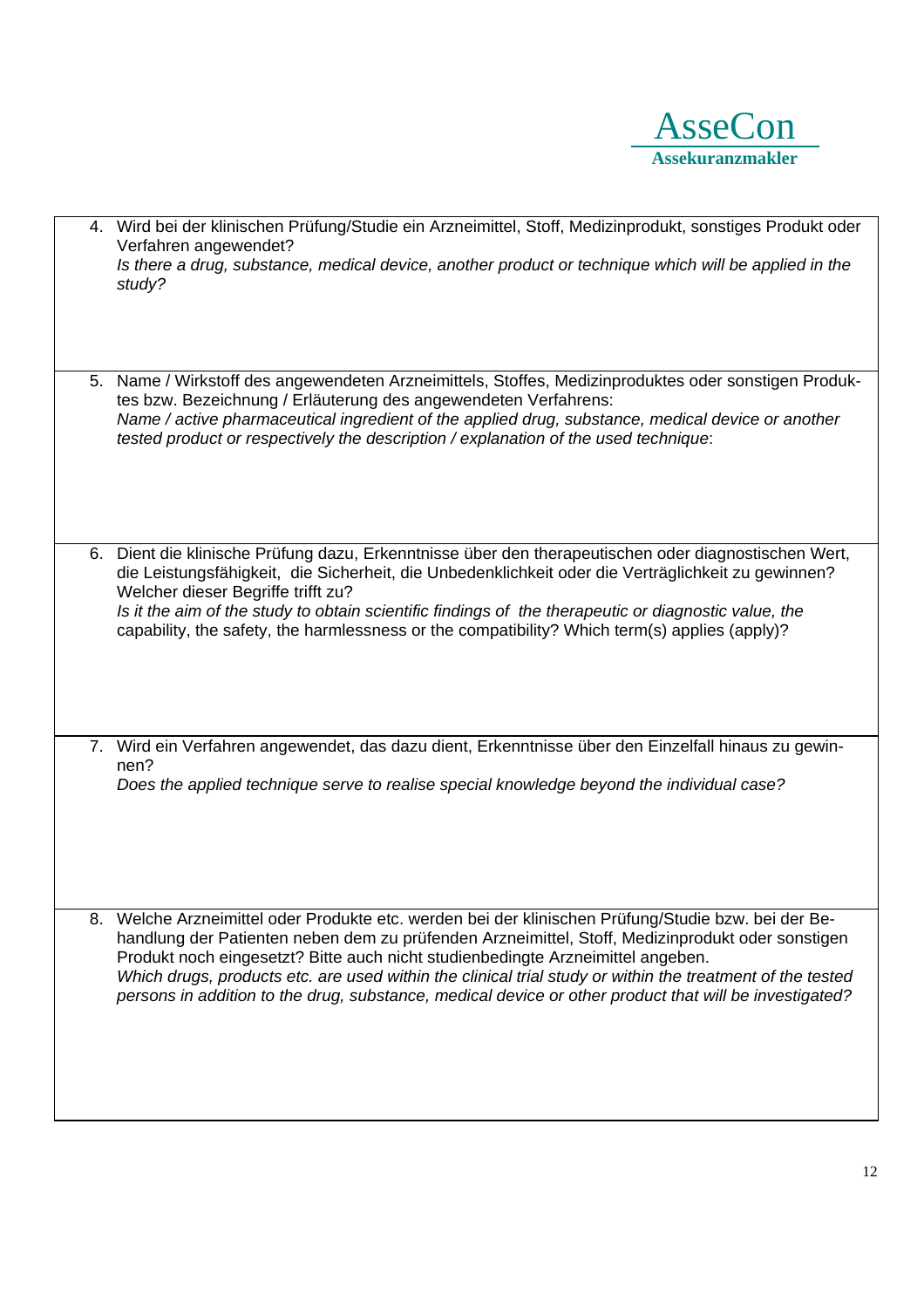4. Wird bei der klinischen Prüfung/Studie ein Arzneimittel, Stoff, Medizinprodukt, sonstiges Produkt oder Verfahren angewendet?
   *Is there a drug, substance, medical device, another product or technique which will be applied in the study?*

5. Name / Wirkstoff des angewendeten Arzneimittels, Stoffes, Medizinproduktes oder sonstigen Produktes bzw. Bezeichnung / Erläuterung des angewendeten Verfahrens:
   *Name / active pharmaceutical ingredient of the applied drug, substance, medical device or another tested product or respectively the description / explanation of the used technique*:

6. Dient die klinische Prüfung dazu, Erkenntnisse über den therapeutischen oder diagnostischen Wert, die Leistungsfähigkeit, die Sicherheit, die Unbedenklichkeit oder die Verträglichkeit zu gewinnen? Welcher dieser Begriffe trifft zu?
   *Is it the aim of the study to obtain scientific findings of the therapeutic or diagnostic value, the* capability, the safety, the harmlessness or the compatibility? Which term(s) applies (apply)?

7. Wird ein Verfahren angewendet, das dazu dient, Erkenntnisse über den Einzelfall hinaus zu gewinnen?
   *Does the applied technique serve to realise special knowledge beyond the individual case?*

8. Welche Arzneimittel oder Produkte etc. werden bei der klinischen Prüfung/Studie bzw. bei der Behandlung der Patienten neben dem zu prüfenden Arzneimittel, Stoff, Medizinprodukt oder sonstigen Produkt noch eingesetzt? Bitte auch nicht studienbedingte Arzneimittel angeben.
   *Which drugs, products etc. are used within the clinical trial study or within the treatment of the tested persons in addition to the drug, substance, medical device or other product that will be investigated?*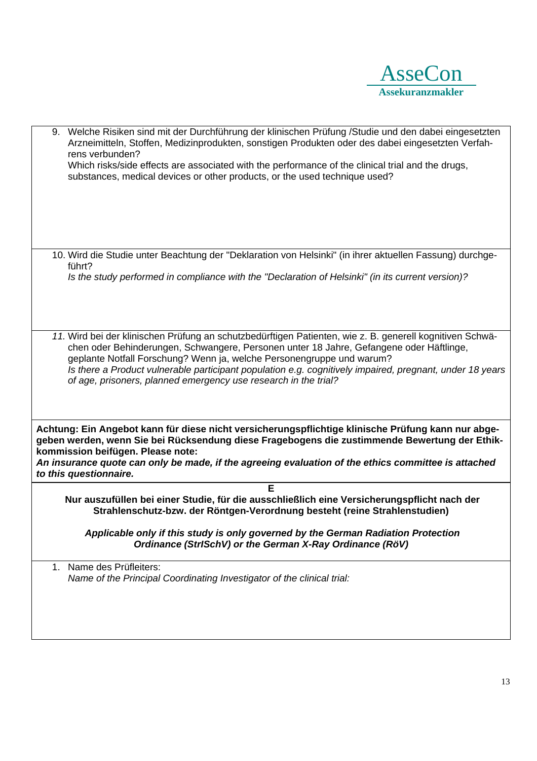9. Welche Risiken sind mit der Durchführung der klinischen Prüfung /Studie und den dabei eingesetzten Arzneimitteln, Stoffen, Medizinprodukten, sonstigen Produkten oder des dabei eingesetzten Verfahrens verbunden?
   Which risks/side effects are associated with the performance of the clinical trial and the drugs, substances, medical devices or other products, or the used technique used?

10. Wird die Studie unter Beachtung der "Deklaration von Helsinki" (in ihrer aktuellen Fassung) durchgeführt?
    *Is the study performed in compliance with the "Declaration of Helsinki" (in its current version)?*

11. Wird bei der klinischen Prüfung an schutzbedürftigen Patienten, wie z. B. generell kognitiven Schwächen oder Behinderungen, Schwangere, Personen unter 18 Jahre, Gefangene oder Häftlinge, geplante Notfall Forschung? Wenn ja, welche Personengruppe und warum?
    *Is there a Product vulnerable participant population e.g. cognitively impaired, pregnant, under 18 years of age, prisoners, planned emergency use research in the trial?*

**Achtung: Ein Angebot kann für diese nicht versicherungspflichtige klinische Prüfung kann nur abgegeben werden, wenn Sie bei Rücksendung diese Fragebogens die zustimmende Bewertung der Ethikkommission beifügen. Please note:**
***An insurance quote can only be made, if the agreeing evaluation of the ethics committee is attached to this questionnaire.***

## E

**Nur auszufüllen bei einer Studie, für die ausschließlich eine Versicherungspflicht nach der Strahlenschutz-bzw. der Röntgen-Verordnung besteht (reine Strahlenstudien)**

***Applicable only if this study is only governed by the German Radiation Protection Ordinance (StrlSchV) or the German X-Ray Ordinance (RöV)***

1. Name des Prüfleiters:
   *Name of the Principal Coordinating Investigator of the clinical trial:*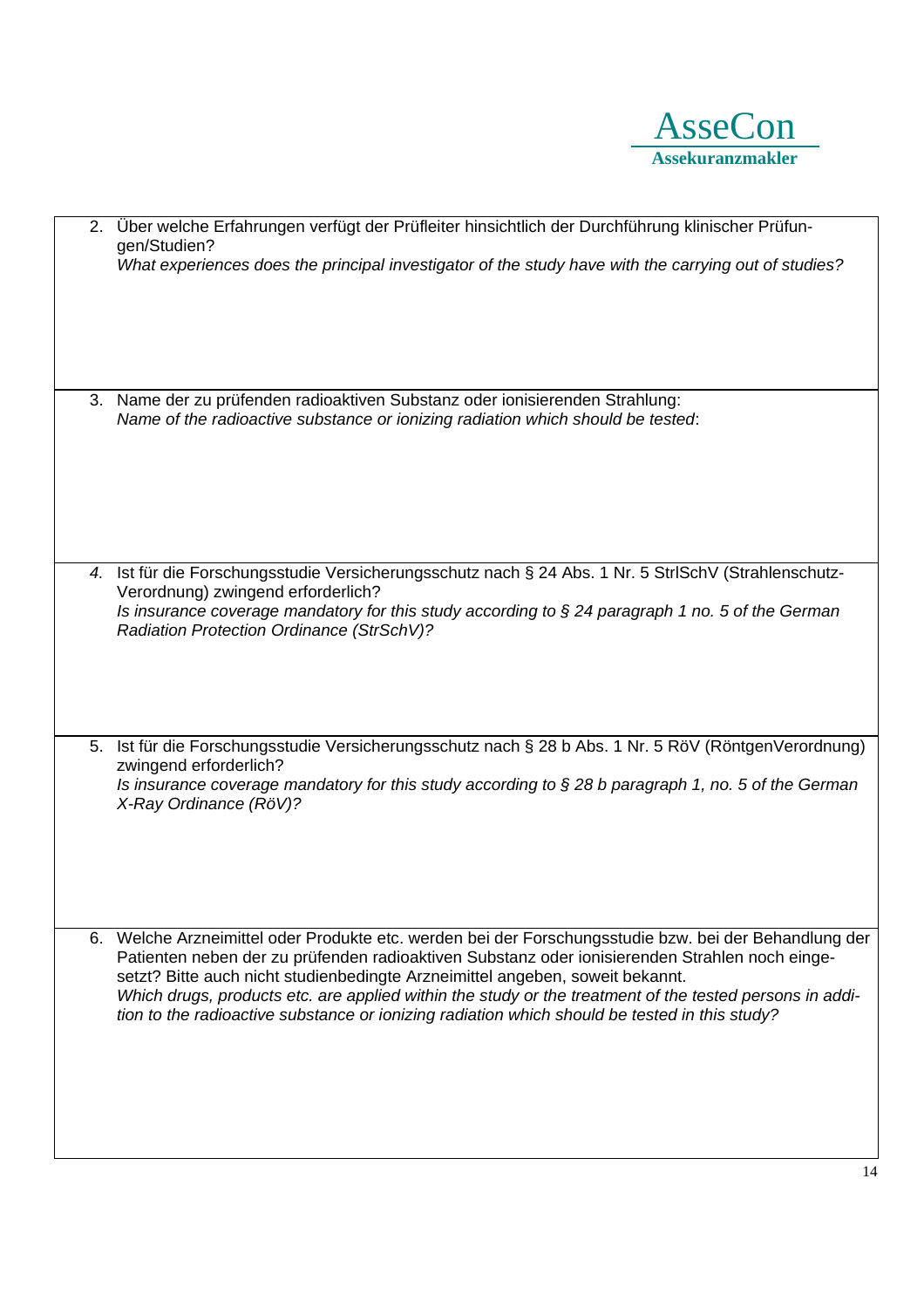2. Über welche Erfahrungen verfügt der Prüfleiter hinsichtlich der Durchführung klinischer Prüfungen/Studien?
   *What experiences does the principal investigator of the study have with the carrying out of studies?*

3. Name der zu prüfenden radioaktiven Substanz oder ionisierenden Strahlung:
   *Name of the radioactive substance or ionizing radiation which should be tested*:

4. Ist für die Forschungsstudie Versicherungsschutz nach § 24 Abs. 1 Nr. 5 StrlSchV (Strahlenschutz-Verordnung) zwingend erforderlich?
   *Is insurance coverage mandatory for this study according to § 24 paragraph 1 no. 5 of the German Radiation Protection Ordinance (StrSchV)?*

5. Ist für die Forschungsstudie Versicherungsschutz nach § 28 b Abs. 1 Nr. 5 RöV (RöntgenVerordnung) zwingend erforderlich?
   *Is insurance coverage mandatory for this study according to § 28 b paragraph 1, no. 5 of the German X-Ray Ordinance (RöV)?*

6. Welche Arzneimittel oder Produkte etc. werden bei der Forschungsstudie bzw. bei der Behandlung der Patienten neben der zu prüfenden radioaktiven Substanz oder ionisierenden Strahlen noch eingesetzt? Bitte auch nicht studienbedingte Arzneimittel angeben, soweit bekannt.
   *Which drugs, products etc. are applied within the study or the treatment of the tested persons in addition to the radioactive substance or ionizing radiation which should be tested in this study?*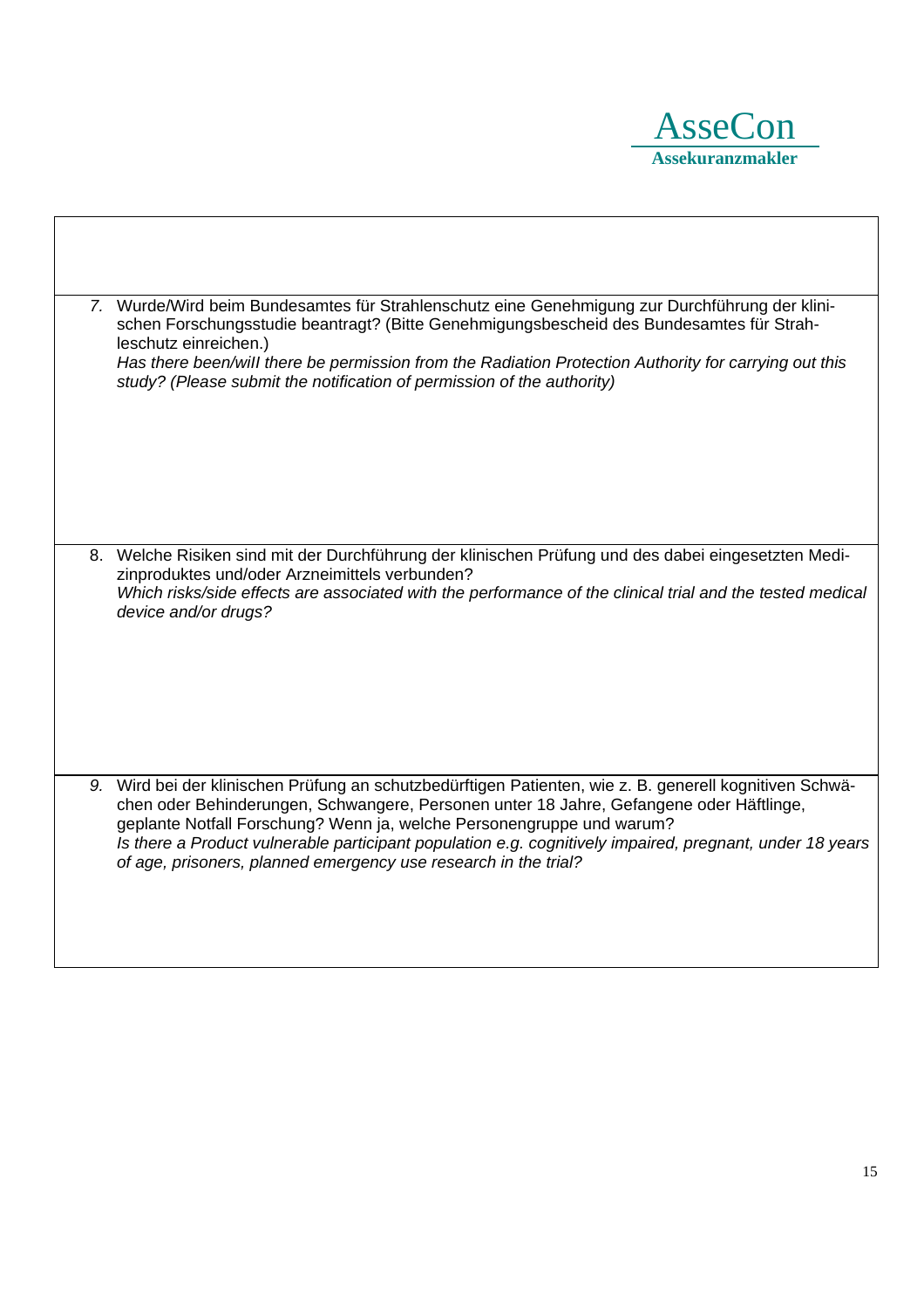7. Wurde/Wird beim Bundesamtes für Strahlenschutz eine Genehmigung zur Durchführung der klinischen Forschungsstudie beantragt? (Bitte Genehmigungsbescheid des Bundesamtes für Strahleschutz einreichen.)
   *Has there been/wiIl there be permission from the Radiation Protection Authority for carrying out this study? (Please submit the notification of permission of the authority)*

8. Welche Risiken sind mit der Durchführung der klinischen Prüfung und des dabei eingesetzten Medizinproduktes und/oder Arzneimittels verbunden?
   *Which risks/side effects are associated with the performance of the clinical trial and the tested medical device and/or drugs?*

9. Wird bei der klinischen Prüfung an schutzbedürftigen Patienten, wie z. B. generell kognitiven Schwächen oder Behinderungen, Schwangere, Personen unter 18 Jahre, Gefangene oder Häftlinge, geplante Notfall Forschung? Wenn ja, welche Personengruppe und warum?
   *Is there a Product vulnerable participant population e.g. cognitively impaired, pregnant, under 18 years of age, prisoners, planned emergency use research in the trial?*